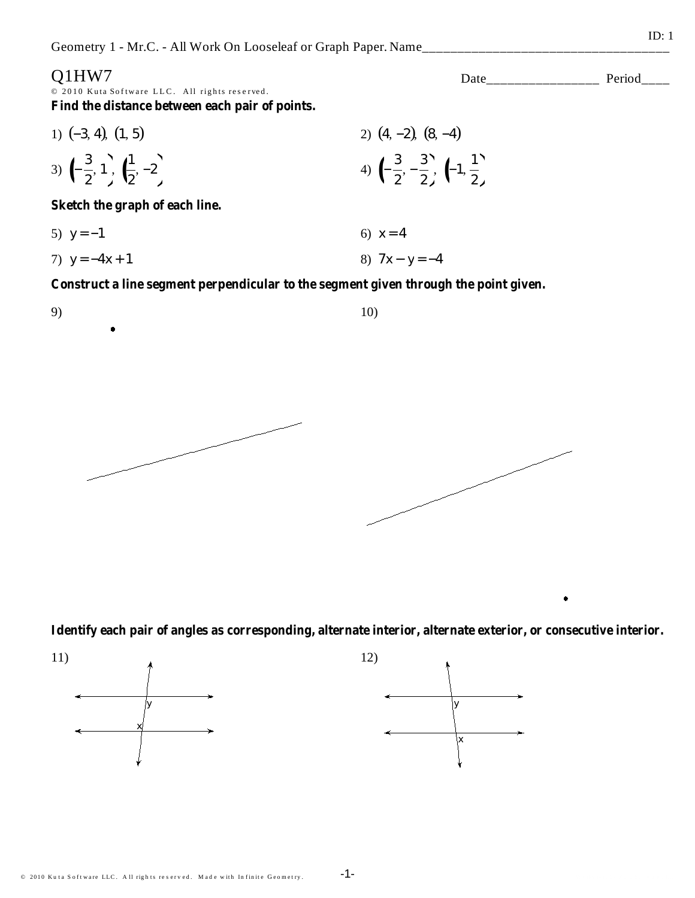Geometry 1 - Mr.C. - All Work On Looseleaf or Graph Paper. Name______________________________

# Q1HW7

Date________________ Period____

© 2010 Kuta Software LLC. All rights reserved.

**Find the distance between each pair of points.**

1) $(-3, 4)$, $(1, 5)$

2) $(4, -2)$, $(8, -4)$

3) $\left(-\frac{3}{2}, 1\right)$, $\left(\frac{1}{2}, -2\right)$

4) $\left(-\frac{3}{2}, -\frac{3}{2}\right)$, $\left(-1, \frac{1}{2}\right)$

**Sketch the graph of each line.**

5) $y = -1$

6) $x = 4$

7) $y = -4x + 1$

8) $7x - y = -4$

**Construct a line segment perpendicular to the segment given through the point given.**

9)

10)

**Identify each pair of angles as corresponding, alternate interior, alternate exterior, or consecutive interior.**

11)

12)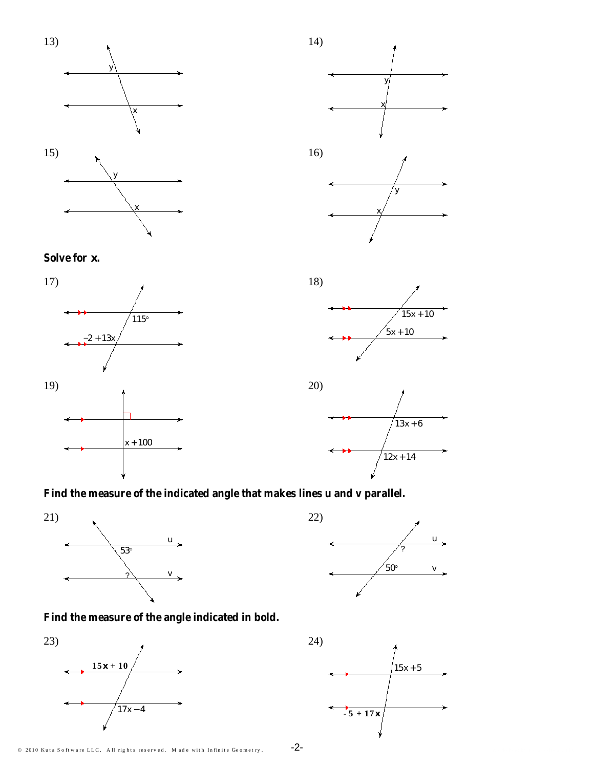13)

y

x

14)

y

x

15)

y

x

16)

y

x

**Solve for x.**

17)

115°

$-2 + 13x$

18)

$15x + 10$

$5x + 10$

19)

$x + 100$

20)

$13x + 6$

$12x + 14$

**Find the measure of the indicated angle that makes lines u and v parallel.**

21)

u

53°

?

v

22)

u

?

50°

v

**Find the measure of the angle indicated in bold.**

23)

$\mathbf{15x + 10}$

$17x - 4$

24)

$15x + 5$

$\mathbf{-5 + 17x}$

© 2010 Kuta Software LLC. All rights reserved. Made with Infinite Geometry.